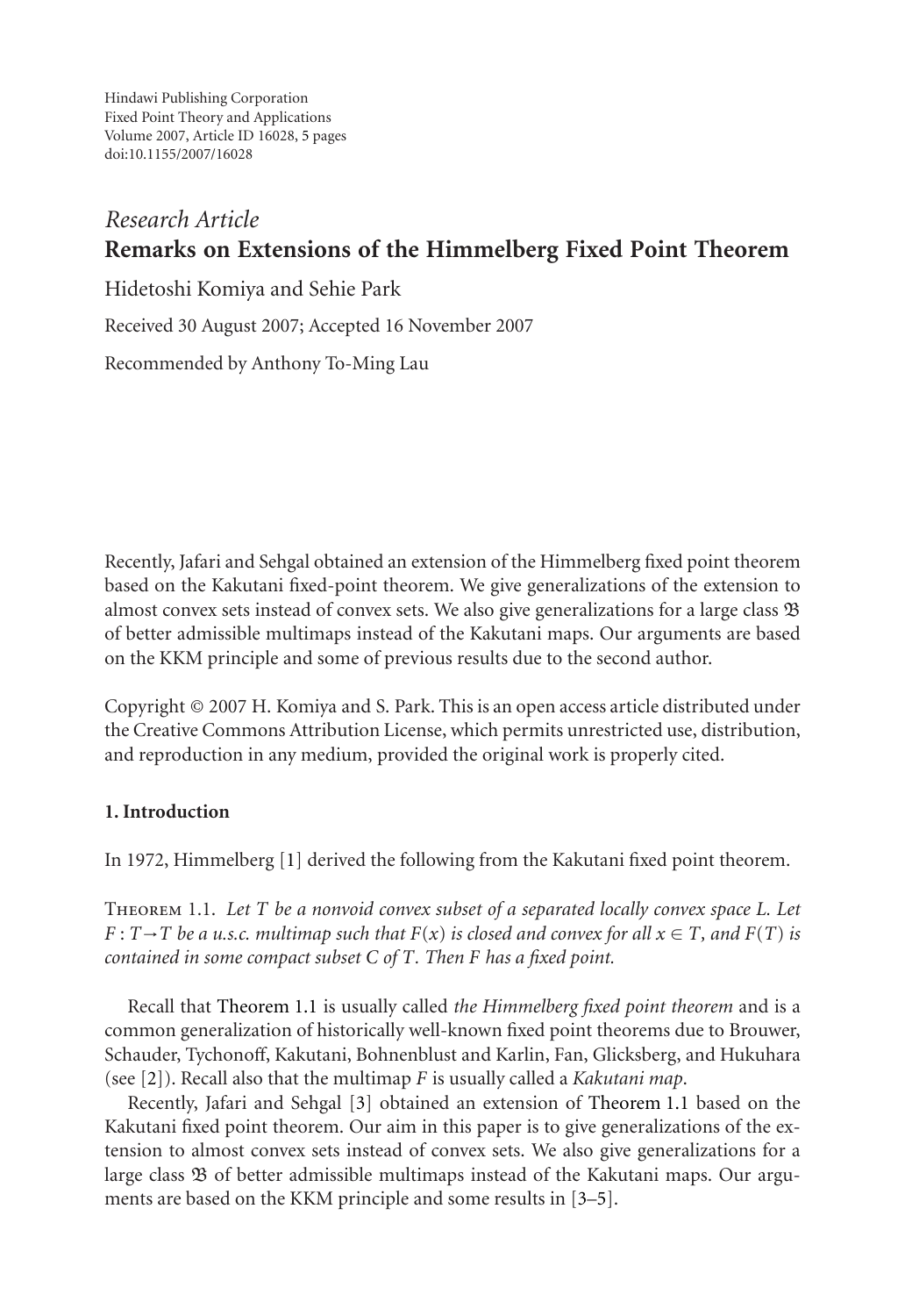Hindawi Publishing Corporation
Fixed Point Theory and Applications
Volume 2007, Article ID 16028, 5 pages
doi:10.1155/2007/16028

*Research Article*

# Remarks on Extensions of the Himmelberg Fixed Point Theorem

Hidetoshi Komiya and Sehie Park

Received 30 August 2007; Accepted 16 November 2007

Recommended by Anthony To-Ming Lau

Recently, Jafari and Sehgal obtained an extension of the Himmelberg fixed point theorem based on the Kakutani fixed-point theorem. We give generalizations of the extension to almost convex sets instead of convex sets. We also give generalizations for a large class $\mathfrak{B}$ of better admissible multimaps instead of the Kakutani maps. Our arguments are based on the KKM principle and some of previous results due to the second author.

Copyright © 2007 H. Komiya and S. Park. This is an open access article distributed under the Creative Commons Attribution License, which permits unrestricted use, distribution, and reproduction in any medium, provided the original work is properly cited.

## 1. Introduction

In 1972, Himmelberg [1] derived the following from the Kakutani fixed point theorem.

Theorem 1.1. *Let $T$ be a nonvoid convex subset of a separated locally convex space $L$. Let $F : T \to T$ be a u.s.c. multimap such that $F(x)$ is closed and convex for all $x \in T$, and $F(T)$ is contained in some compact subset $C$ of $T$. Then $F$ has a fixed point.*

Recall that Theorem 1.1 is usually called *the Himmelberg fixed point theorem* and is a common generalization of historically well-known fixed point theorems due to Brouwer, Schauder, Tychonoff, Kakutani, Bohnenblust and Karlin, Fan, Glicksberg, and Hukuhara (see [2]). Recall also that the multimap $F$ is usually called a *Kakutani map*.

Recently, Jafari and Sehgal [3] obtained an extension of Theorem 1.1 based on the Kakutani fixed point theorem. Our aim in this paper is to give generalizations of the extension to almost convex sets instead of convex sets. We also give generalizations for a large class $\mathfrak{B}$ of better admissible multimaps instead of the Kakutani maps. Our arguments are based on the KKM principle and some results in [3–5].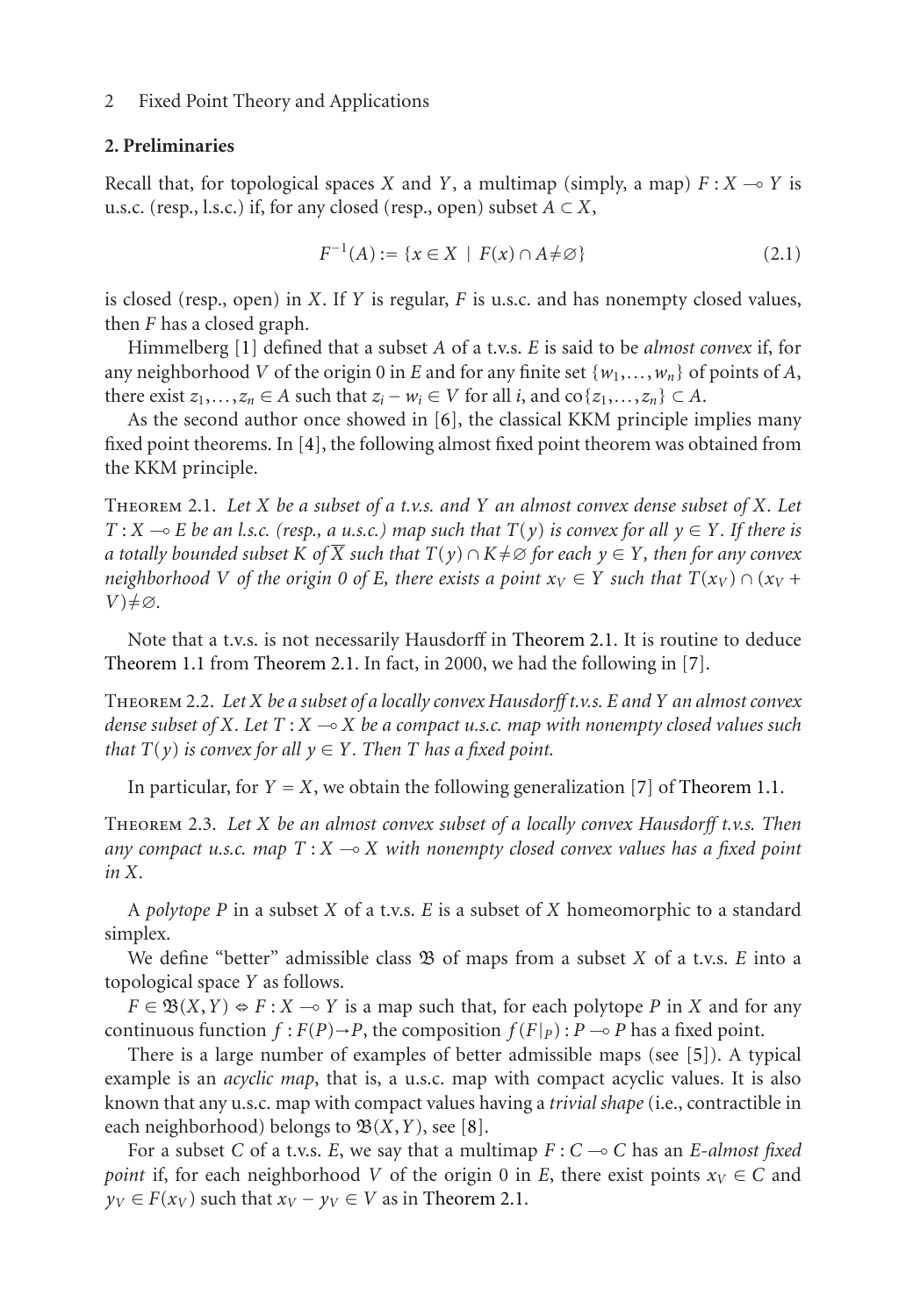## 2. Preliminaries

Recall that, for topological spaces $X$ and $Y$, a multimap (simply, a map) $F : X \multimap Y$ is u.s.c. (resp., l.s.c.) if, for any closed (resp., open) subset $A \subset X$,

$$F^{-1}(A) := \{x \in X \mid F(x) \cap A \neq \varnothing\} \tag{2.1}$$

is closed (resp., open) in $X$. If $Y$ is regular, $F$ is u.s.c. and has nonempty closed values, then $F$ has a closed graph.

Himmelberg [1] defined that a subset $A$ of a t.v.s. $E$ is said to be *almost convex* if, for any neighborhood $V$ of the origin 0 in $E$ and for any finite set $\{w_1, \ldots, w_n\}$ of points of $A$, there exist $z_1, \ldots, z_n \in A$ such that $z_i - w_i \in V$ for all $i$, and $\text{co}\{z_1, \ldots, z_n\} \subset A$.

As the second author once showed in [6], the classical KKM principle implies many fixed point theorems. In [4], the following almost fixed point theorem was obtained from the KKM principle.

Theorem 2.1. *Let $X$ be a subset of a t.v.s. and $Y$ an almost convex dense subset of $X$. Let $T : X \multimap E$ be an l.s.c. (resp., a u.s.c.) map such that $T(y)$ is convex for all $y \in Y$. If there is a totally bounded subset $K$ of $\overline{X}$ such that $T(y) \cap K \neq \varnothing$ for each $y \in Y$, then for any convex neighborhood $V$ of the origin 0 of $E$, there exists a point $x_V \in Y$ such that $T(x_V) \cap (x_V + V) \neq \varnothing$.*

Note that a t.v.s. is not necessarily Hausdorff in Theorem 2.1. It is routine to deduce Theorem 1.1 from Theorem 2.1. In fact, in 2000, we had the following in [7].

Theorem 2.2. *Let $X$ be a subset of a locally convex Hausdorff t.v.s. $E$ and $Y$ an almost convex dense subset of $X$. Let $T : X \multimap X$ be a compact u.s.c. map with nonempty closed values such that $T(y)$ is convex for all $y \in Y$. Then $T$ has a fixed point.*

In particular, for $Y = X$, we obtain the following generalization [7] of Theorem 1.1.

Theorem 2.3. *Let $X$ be an almost convex subset of a locally convex Hausdorff t.v.s. Then any compact u.s.c. map $T : X \multimap X$ with nonempty closed convex values has a fixed point in $X$.*

A *polytope* $P$ in a subset $X$ of a t.v.s. $E$ is a subset of $X$ homeomorphic to a standard simplex.

We define "better" admissible class $\mathfrak{B}$ of maps from a subset $X$ of a t.v.s. $E$ into a topological space $Y$ as follows.

$F \in \mathfrak{B}(X, Y) \Leftrightarrow F : X \multimap Y$ is a map such that, for each polytope $P$ in $X$ and for any continuous function $f : F(P) \to P$, the composition $f(F|_P) : P \multimap P$ has a fixed point.

There is a large number of examples of better admissible maps (see [5]). A typical example is an *acyclic map*, that is, a u.s.c. map with compact acyclic values. It is also known that any u.s.c. map with compact values having a *trivial shape* (i.e., contractible in each neighborhood) belongs to $\mathfrak{B}(X, Y)$, see [8].

For a subset $C$ of a t.v.s. $E$, we say that a multimap $F : C \multimap C$ has an *$E$-almost fixed point* if, for each neighborhood $V$ of the origin 0 in $E$, there exist points $x_V \in C$ and $y_V \in F(x_V)$ such that $x_V - y_V \in V$ as in Theorem 2.1.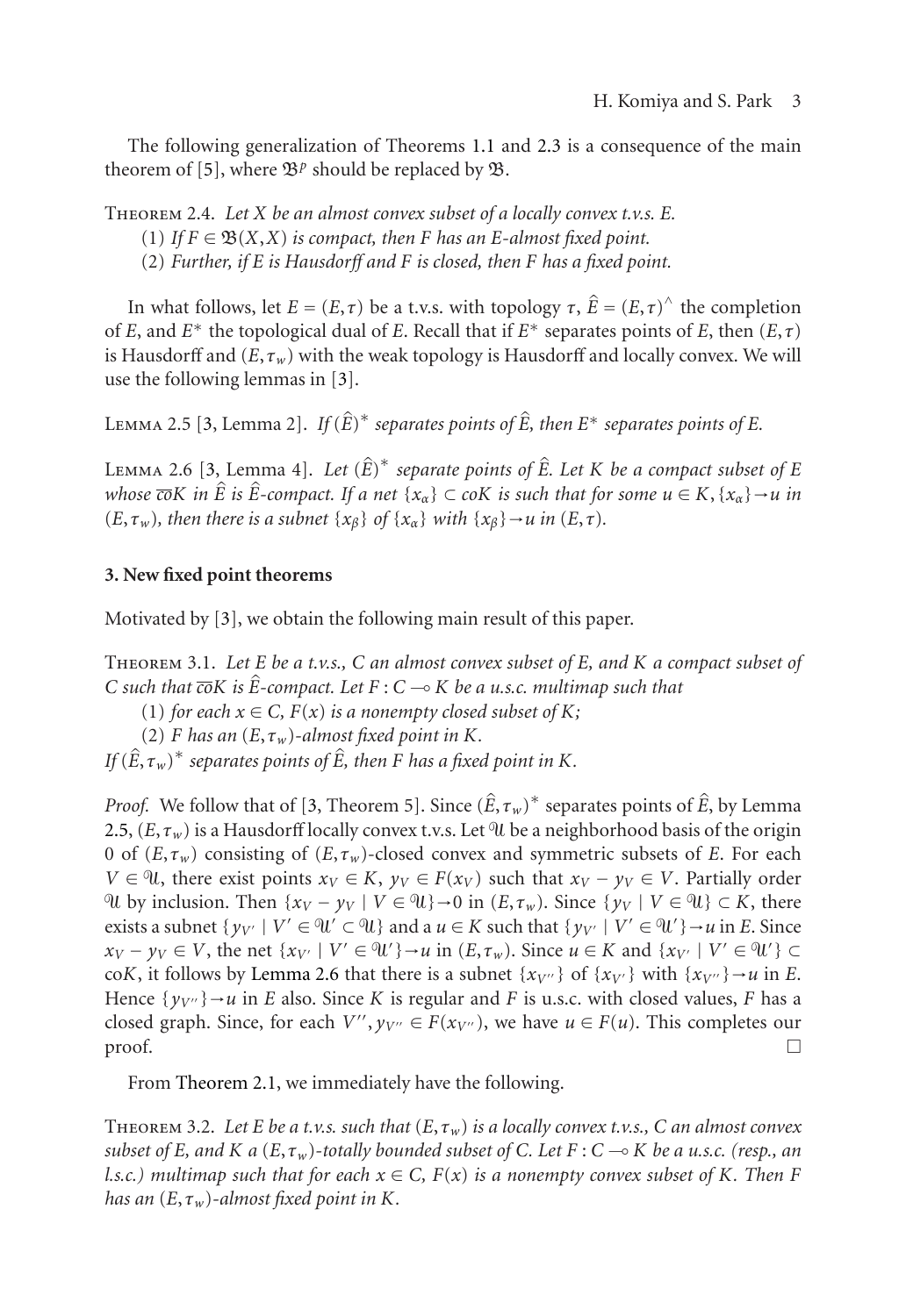The following generalization of Theorems 1.1 and 2.3 is a consequence of the main theorem of [5], where $\mathfrak{B}^p$ should be replaced by $\mathfrak{B}$.

Theorem 2.4. *Let $X$ be an almost convex subset of a locally convex t.v.s. $E$.*

(1) *If $F \in \mathfrak{B}(X,X)$ is compact, then $F$ has an $E$-almost fixed point.*

(2) *Further, if $E$ is Hausdorff and $F$ is closed, then $F$ has a fixed point.*

In what follows, let $E = (E,\tau)$ be a t.v.s. with topology $\tau$, $\widehat{E} = (E,\tau)^\wedge$ the completion of $E$, and $E^*$ the topological dual of $E$. Recall that if $E^*$ separates points of $E$, then $(E,\tau)$ is Hausdorff and $(E,\tau_w)$ with the weak topology is Hausdorff and locally convex. We will use the following lemmas in [3].

Lemma 2.5 [3, Lemma 2]. *If $(\widehat{E})^*$ separates points of $\widehat{E}$, then $E^*$ separates points of $E$.*

Lemma 2.6 [3, Lemma 4]. *Let $(\widehat{E})^*$ separate points of $\widehat{E}$. Let $K$ be a compact subset of $E$ whose $\overline{\text{co}}K$ in $\widehat{E}$ is $\widehat{E}$-compact. If a net $\{x_\alpha\} \subset \text{co}K$ is such that for some $u \in K$, $\{x_\alpha\} \to u$ in $(E,\tau_w)$, then there is a subnet $\{x_\beta\}$ of $\{x_\alpha\}$ with $\{x_\beta\} \to u$ in $(E,\tau)$.*

## 3. New fixed point theorems

Motivated by [3], we obtain the following main result of this paper.

Theorem 3.1. *Let $E$ be a t.v.s., $C$ an almost convex subset of $E$, and $K$ a compact subset of $C$ such that $\overline{\text{co}}K$ is $\widehat{E}$-compact. Let $F : C \multimap K$ be a u.s.c. multimap such that*

(1) *for each $x \in C$, $F(x)$ is a nonempty closed subset of $K$;*

(2) *$F$ has an $(E,\tau_w)$-almost fixed point in $K$.*

*If $(\widehat{E},\tau_w)^*$ separates points of $\widehat{E}$, then $F$ has a fixed point in $K$.*

*Proof.* We follow that of [3, Theorem 5]. Since $(\widehat{E},\tau_w)^*$ separates points of $\widehat{E}$, by Lemma 2.5, $(E,\tau_w)$ is a Hausdorff locally convex t.v.s. Let $\mathcal{U}$ be a neighborhood basis of the origin 0 of $(E,\tau_w)$ consisting of $(E,\tau_w)$-closed convex and symmetric subsets of $E$. For each $V \in \mathcal{U}$, there exist points $x_V \in K$, $y_V \in F(x_V)$ such that $x_V - y_V \in V$. Partially order $\mathcal{U}$ by inclusion. Then $\{x_V - y_V \mid V \in \mathcal{U}\} \to 0$ in $(E,\tau_w)$. Since $\{y_V \mid V \in \mathcal{U}\} \subset K$, there exists a subnet $\{y_{V'} \mid V' \in \mathcal{U}' \subset \mathcal{U}\}$ and a $u \in K$ such that $\{y_{V'} \mid V' \in \mathcal{U}'\} \to u$ in $E$. Since $x_V - y_V \in V$, the net $\{x_{V'} \mid V' \in \mathcal{U}'\} \to u$ in $(E,\tau_w)$. Since $u \in K$ and $\{x_{V'} \mid V' \in \mathcal{U}'\} \subset \text{co}K$, it follows by Lemma 2.6 that there is a subnet $\{x_{V''}\}$ of $\{x_{V'}\}$ with $\{x_{V''}\} \to u$ in $E$. Hence $\{y_{V''}\} \to u$ in $E$ also. Since $K$ is regular and $F$ is u.s.c. with closed values, $F$ has a closed graph. Since, for each $V''$, $y_{V''} \in F(x_{V''})$, we have $u \in F(u)$. This completes our proof. □

From Theorem 2.1, we immediately have the following.

Theorem 3.2. *Let $E$ be a t.v.s. such that $(E,\tau_w)$ is a locally convex t.v.s., $C$ an almost convex subset of $E$, and $K$ a $(E,\tau_w)$-totally bounded subset of $C$. Let $F : C \multimap K$ be a u.s.c. (resp., an l.s.c.) multimap such that for each $x \in C$, $F(x)$ is a nonempty convex subset of $K$. Then $F$ has an $(E,\tau_w)$-almost fixed point in $K$.*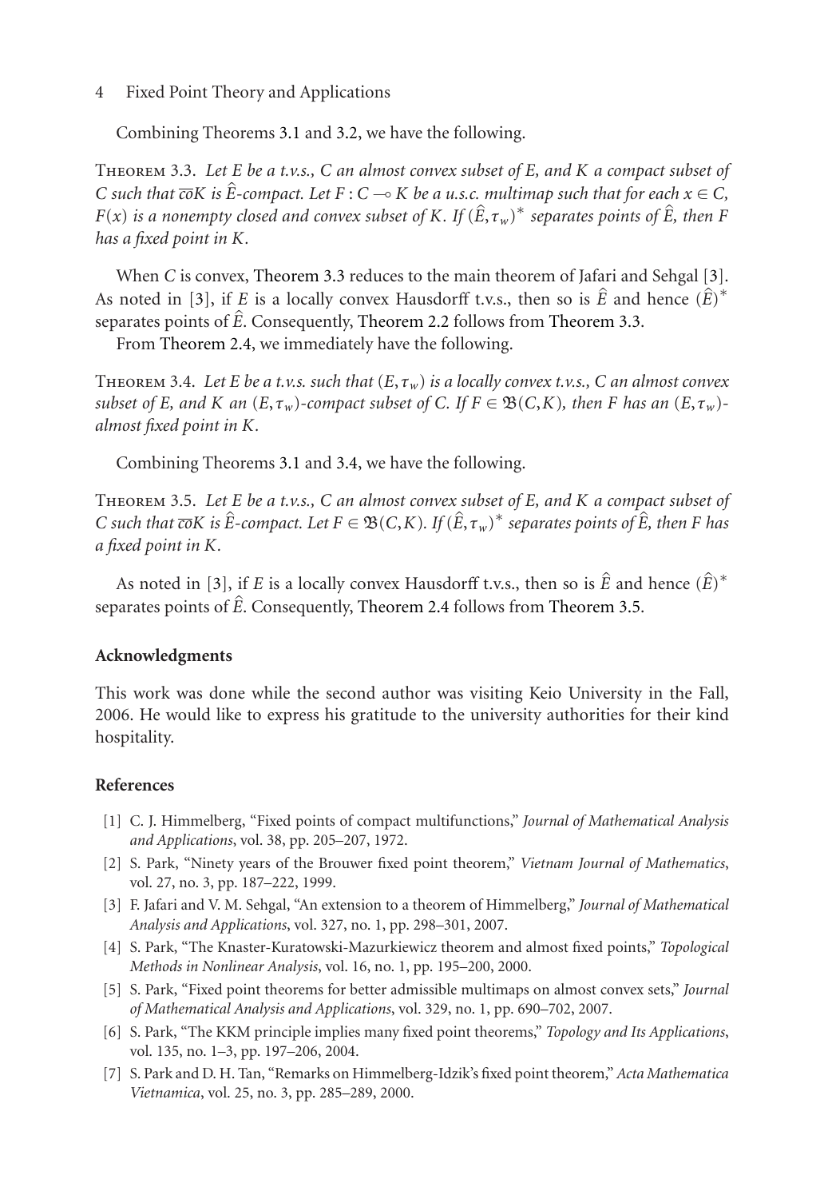Combining Theorems 3.1 and 3.2, we have the following.

Theorem 3.3. *Let $E$ be a t.v.s., $C$ an almost convex subset of $E$, and $K$ a compact subset of $C$ such that $\overline{\text{co}}K$ is $\hat{E}$-compact. Let $F : C \multimap K$ be a u.s.c. multimap such that for each $x \in C$, $F(x)$ is a nonempty closed and convex subset of $K$. If $(\hat{E}, \tau_w)^*$ separates points of $\hat{E}$, then $F$ has a fixed point in $K$.*

When $C$ is convex, Theorem 3.3 reduces to the main theorem of Jafari and Sehgal [3]. As noted in [3], if $E$ is a locally convex Hausdorff t.v.s., then so is $\hat{E}$ and hence $(\hat{E})^*$ separates points of $\hat{E}$. Consequently, Theorem 2.2 follows from Theorem 3.3.

From Theorem 2.4, we immediately have the following.

Theorem 3.4. *Let $E$ be a t.v.s. such that $(E, \tau_w)$ is a locally convex t.v.s., $C$ an almost convex subset of $E$, and $K$ an $(E, \tau_w)$-compact subset of $C$. If $F \in \mathfrak{B}(C, K)$, then $F$ has an $(E, \tau_w)$-almost fixed point in $K$.*

Combining Theorems 3.1 and 3.4, we have the following.

Theorem 3.5. *Let $E$ be a t.v.s., $C$ an almost convex subset of $E$, and $K$ a compact subset of $C$ such that $\overline{\text{co}}K$ is $\hat{E}$-compact. Let $F \in \mathfrak{B}(C, K)$. If $(\hat{E}, \tau_w)^*$ separates points of $\hat{E}$, then $F$ has a fixed point in $K$.*

As noted in [3], if $E$ is a locally convex Hausdorff t.v.s., then so is $\hat{E}$ and hence $(\hat{E})^*$ separates points of $\hat{E}$. Consequently, Theorem 2.4 follows from Theorem 3.5.

## Acknowledgments

This work was done while the second author was visiting Keio University in the Fall, 2006. He would like to express his gratitude to the university authorities for their kind hospitality.

## References

[1] C. J. Himmelberg, "Fixed points of compact multifunctions," *Journal of Mathematical Analysis and Applications*, vol. 38, pp. 205–207, 1972.

[2] S. Park, "Ninety years of the Brouwer fixed point theorem," *Vietnam Journal of Mathematics*, vol. 27, no. 3, pp. 187–222, 1999.

[3] F. Jafari and V. M. Sehgal, "An extension to a theorem of Himmelberg," *Journal of Mathematical Analysis and Applications*, vol. 327, no. 1, pp. 298–301, 2007.

[4] S. Park, "The Knaster-Kuratowski-Mazurkiewicz theorem and almost fixed points," *Topological Methods in Nonlinear Analysis*, vol. 16, no. 1, pp. 195–200, 2000.

[5] S. Park, "Fixed point theorems for better admissible multimaps on almost convex sets," *Journal of Mathematical Analysis and Applications*, vol. 329, no. 1, pp. 690–702, 2007.

[6] S. Park, "The KKM principle implies many fixed point theorems," *Topology and Its Applications*, vol. 135, no. 1–3, pp. 197–206, 2004.

[7] S. Park and D. H. Tan, "Remarks on Himmelberg-Idzik's fixed point theorem," *Acta Mathematica Vietnamica*, vol. 25, no. 3, pp. 285–289, 2000.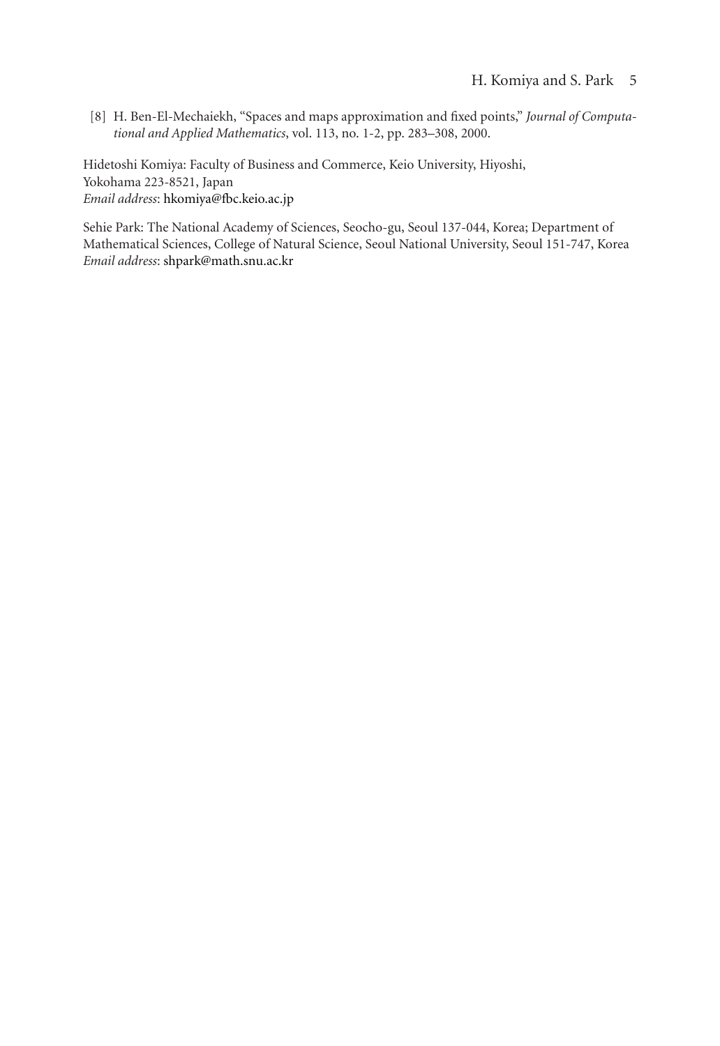[8] H. Ben-El-Mechaiekh, "Spaces and maps approximation and fixed points," *Journal of Computational and Applied Mathematics*, vol. 113, no. 1-2, pp. 283–308, 2000.

Hidetoshi Komiya: Faculty of Business and Commerce, Keio University, Hiyoshi, Yokohama 223-8521, Japan
*Email address*: hkomiya@fbc.keio.ac.jp

Sehie Park: The National Academy of Sciences, Seocho-gu, Seoul 137-044, Korea; Department of Mathematical Sciences, College of Natural Science, Seoul National University, Seoul 151-747, Korea
*Email address*: shpark@math.snu.ac.kr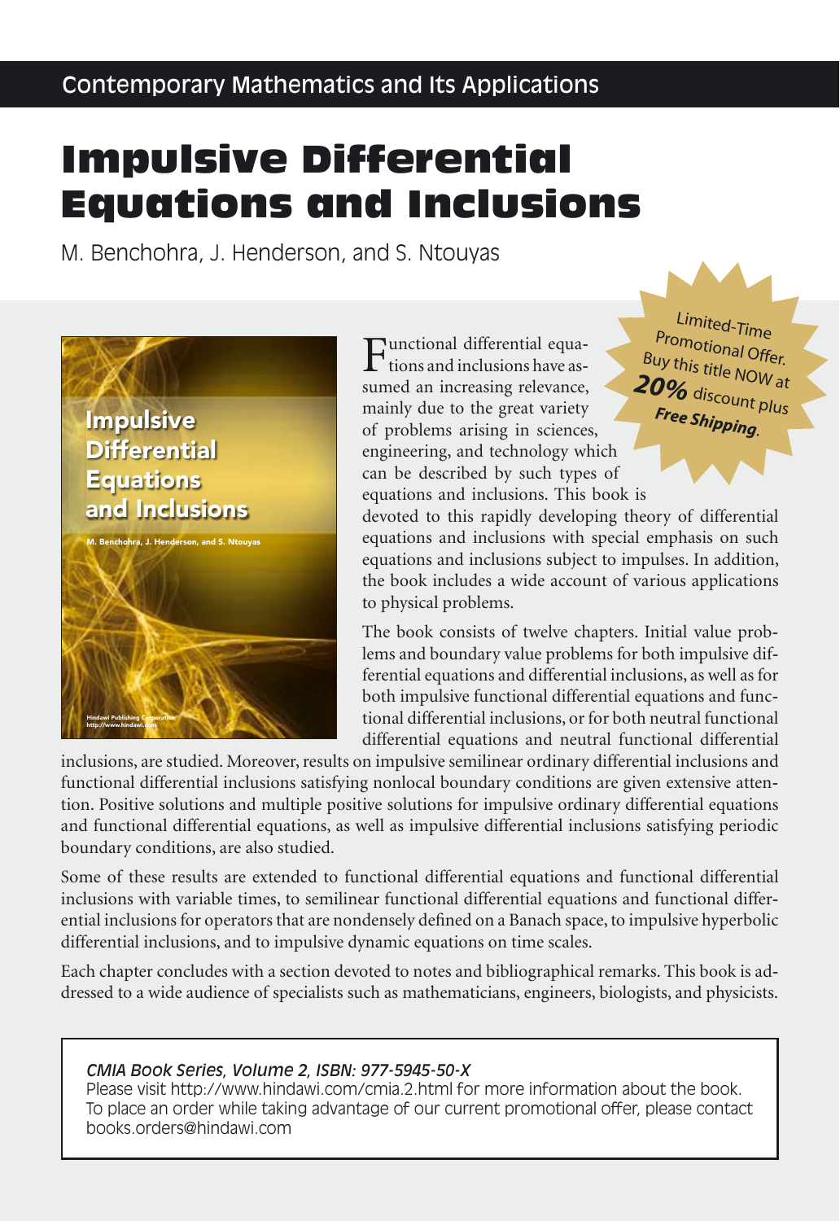Contemporary Mathematics and Its Applications

# Impulsive Differential Equations and Inclusions

M. Benchohra, J. Henderson, and S. Ntouyas

Limited-Time Promotional Offer. Buy this title NOW at **20%** discount plus ***Free Shipping***.

Functional differential equations and inclusions have assumed an increasing relevance, mainly due to the great variety of problems arising in sciences, engineering, and technology which can be described by such types of equations and inclusions. This book is devoted to this rapidly developing theory of differential equations and inclusions with special emphasis on such equations and inclusions subject to impulses. In addition, the book includes a wide account of various applications to physical problems.

The book consists of twelve chapters. Initial value problems and boundary value problems for both impulsive differential equations and differential inclusions, as well as for both impulsive functional differential equations and functional differential inclusions, or for both neutral functional differential equations and neutral functional differential inclusions, are studied. Moreover, results on impulsive semilinear ordinary differential inclusions and functional differential inclusions satisfying nonlocal boundary conditions are given extensive attention. Positive solutions and multiple positive solutions for impulsive ordinary differential equations and functional differential equations, as well as impulsive differential inclusions satisfying periodic boundary conditions, are also studied.

Some of these results are extended to functional differential equations and functional differential inclusions with variable times, to semilinear functional differential equations and functional differential inclusions for operators that are nondensely defined on a Banach space, to impulsive hyperbolic differential inclusions, and to impulsive dynamic equations on time scales.

Each chapter concludes with a section devoted to notes and bibliographical remarks. This book is addressed to a wide audience of specialists such as mathematicians, engineers, biologists, and physicists.

*CMIA Book Series, Volume 2, ISBN: 977-5945-50-X*
Please visit http://www.hindawi.com/cmia.2.html for more information about the book.
To place an order while taking advantage of our current promotional offer, please contact books.orders@hindawi.com